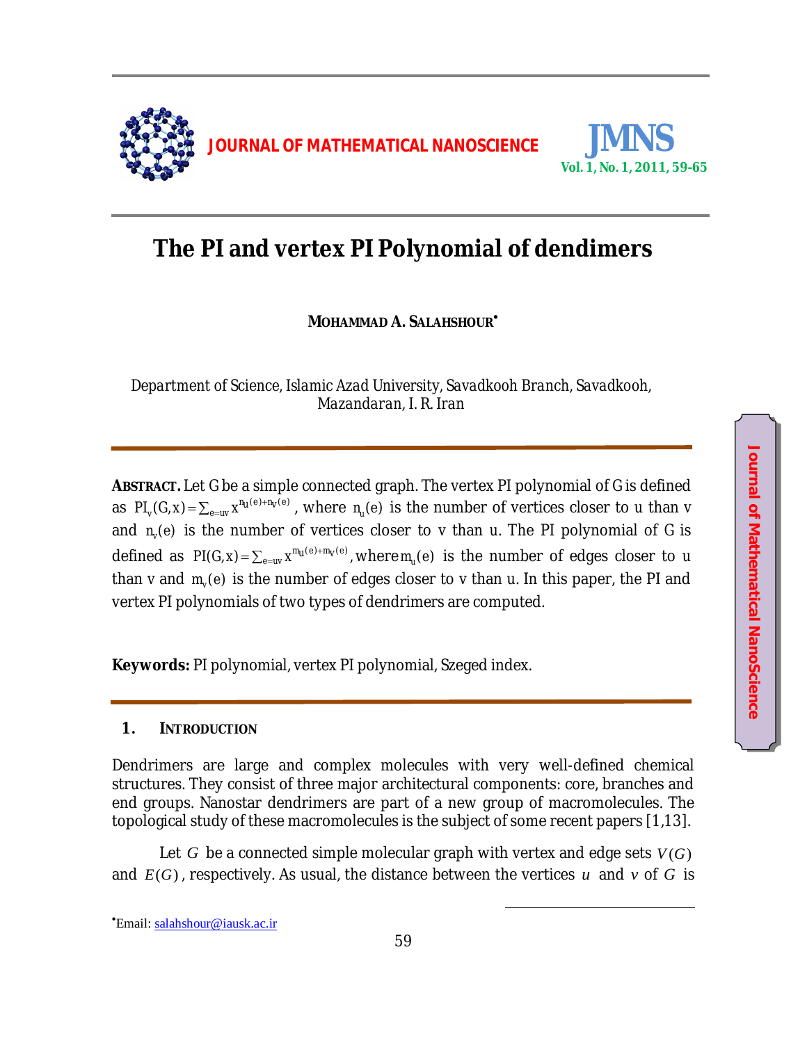# The PI and vertex PI Polynomial of dendimers

**MOHAMMAD A. SALAHSHOUR**[•]

*Department of Science, Islamic Azad University, Savadkooh Branch, Savadkooh, Mazandaran, I. R. Iran*

---

**ABSTRACT.** Let G be a simple connected graph. The vertex PI polynomial of G is defined as $PI_v(G,x) = \sum_{e=uv} x^{n_u(e)+n_v(e)}$, where $n_u(e)$ is the number of vertices closer to u than v and $n_v(e)$ is the number of vertices closer to v than u. The PI polynomial of G is defined as $PI(G,x) = \sum_{e=uv} x^{m_u(e)+m_v(e)}$, where $m_u(e)$ is the number of edges closer to u than v and $m_v(e)$ is the number of edges closer to v than u. In this paper, the PI and vertex PI polynomials of two types of dendrimers are computed.

**Keywords:** PI polynomial, vertex PI polynomial, Szeged index.

---

## 1. INTRODUCTION

Dendrimers are large and complex molecules with very well-defined chemical structures. They consist of three major architectural components: core, branches and end groups. Nanostar dendrimers are part of a new group of macromolecules. The topological study of these macromolecules is the subject of some recent papers [1,13].

Let $G$ be a connected simple molecular graph with vertex and edge sets $V(G)$ and $E(G)$, respectively. As usual, the distance between the vertices $u$ and $v$ of $G$ is

[•]Email: salahshour@iausk.ac.ir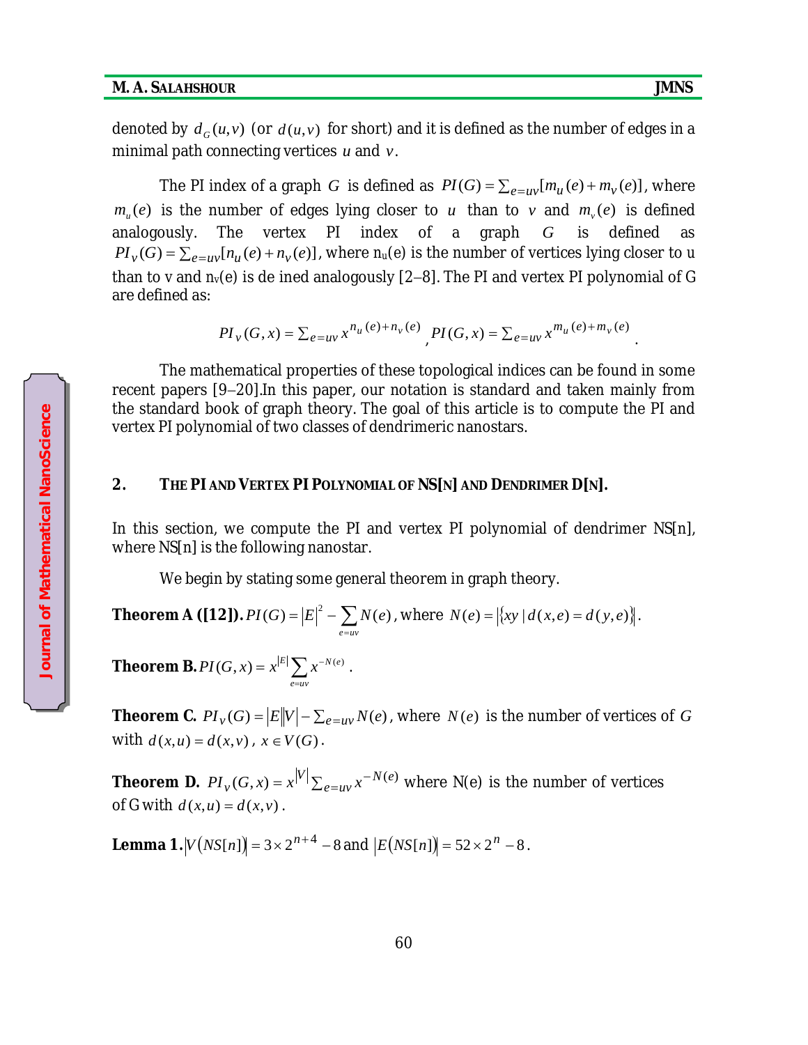denoted by $d_G(u,v)$ (or $d(u,v)$ for short) and it is defined as the number of edges in a minimal path connecting vertices $u$ and $v$.

The PI index of a graph $G$ is defined as $PI(G) = \sum_{e=uv}[m_u(e) + m_v(e)]$, where $m_u(e)$ is the number of edges lying closer to $u$ than to $v$ and $m_v(e)$ is defined analogously. The vertex PI index of a graph $G$ is defined as $PI_v(G) = \sum_{e=uv}[n_u(e) + n_v(e)]$, where $n_u(e)$ is the number of vertices lying closer to u than to v and $n_v(e)$ is de ined analogously [2–8]. The PI and vertex PI polynomial of G are defined as:

$$PI_v(G,x) = \sum_{e=uv} x^{n_u(e)+n_v(e)}, \quad PI(G,x) = \sum_{e=uv} x^{m_u(e)+m_v(e)}.$$

The mathematical properties of these topological indices can be found in some recent papers [9–20].In this paper, our notation is standard and taken mainly from the standard book of graph theory. The goal of this article is to compute the PI and vertex PI polynomial of two classes of dendrimeric nanostars.

## 2. The PI and Vertex PI Polynomial of NS[n] and Dendrimer D[n].

In this section, we compute the PI and vertex PI polynomial of dendrimer NS[n], where NS[n] is the following nanostar.

We begin by stating some general theorem in graph theory.

**Theorem A ([12]).** $PI(G) = |E|^2 - \sum_{e=uv} N(e)$, where $N(e) = |\{xy \mid d(x,e) = d(y,e)\}|$.

**Theorem B.** $PI(G,x) = x^{|E|} \sum_{e=uv} x^{-N(e)}$.

**Theorem C.** $PI_v(G) = |E||V| - \sum_{e=uv} N(e)$, where $N(e)$ is the number of vertices of $G$ with $d(x,u) = d(x,v)$, $x \in V(G)$.

**Theorem D.** $PI_v(G,x) = x^{|V|} \sum_{e=uv} x^{-N(e)}$ where N(e) is the number of vertices of G with $d(x,u) = d(x,v)$.

**Lemma 1.** $|V(NS[n])| = 3 \times 2^{n+4} - 8$ and $|E(NS[n])| = 52 \times 2^n - 8$.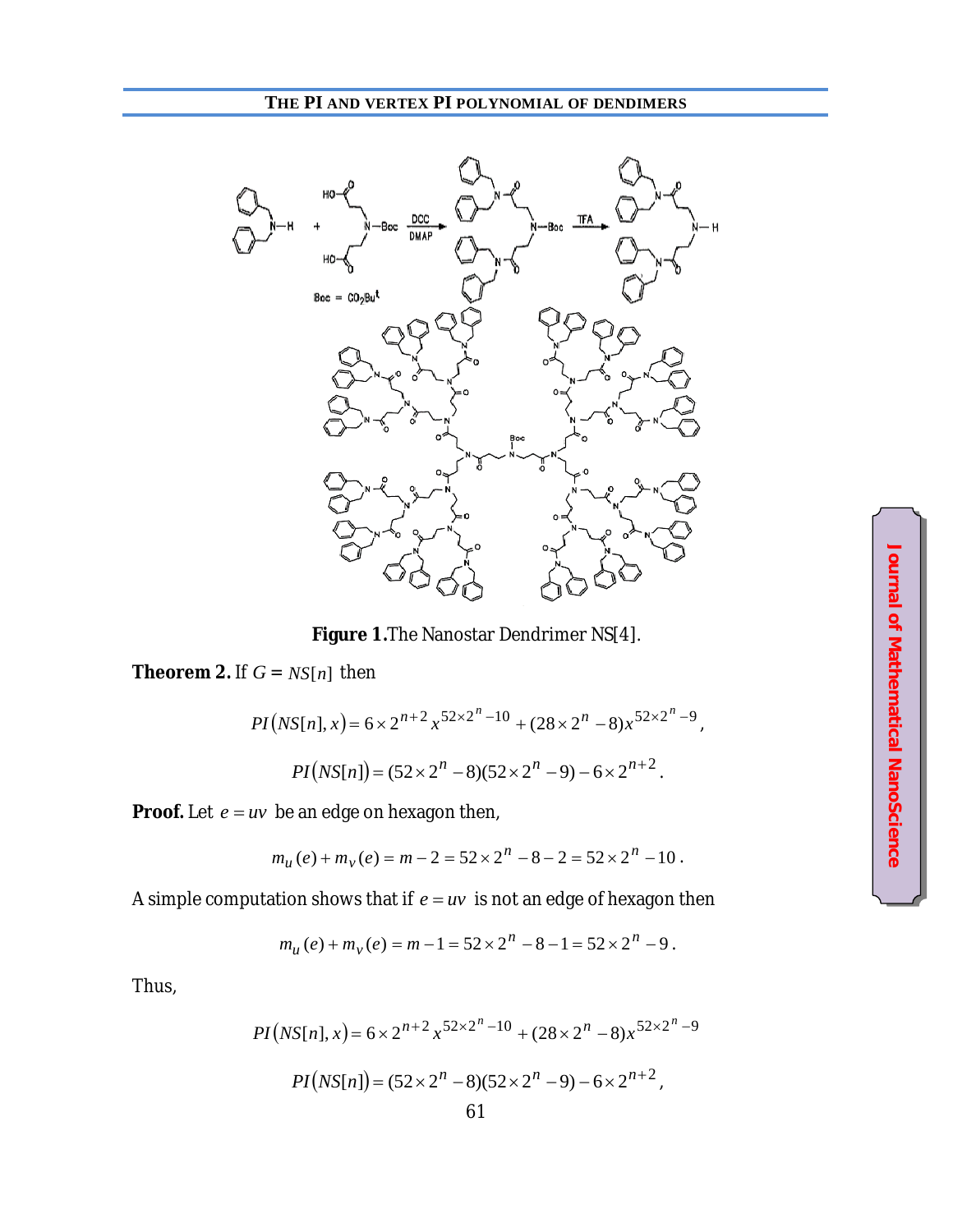**Figure 1.** The Nanostar Dendrimer NS[4].

**Theorem 2.** If $G = NS[n]$ then

$$PI(NS[n], x) = 6 \times 2^{n+2} x^{52\times 2^n - 10} + (28 \times 2^n - 8) x^{52\times 2^n - 9},$$

$$PI(NS[n]) = (52 \times 2^n - 8)(52 \times 2^n - 9) - 6 \times 2^{n+2}.$$

**Proof.** Let $e = uv$ be an edge on hexagon then,

$$m_u(e) + m_v(e) = m - 2 = 52 \times 2^n - 8 - 2 = 52 \times 2^n - 10.$$

A simple computation shows that if $e = uv$ is not an edge of hexagon then

$$m_u(e) + m_v(e) = m - 1 = 52 \times 2^n - 8 - 1 = 52 \times 2^n - 9.$$

Thus,

$$PI(NS[n], x) = 6 \times 2^{n+2} x^{52\times 2^n - 10} + (28 \times 2^n - 8) x^{52\times 2^n - 9}$$

$$PI(NS[n]) = (52 \times 2^n - 8)(52 \times 2^n - 9) - 6 \times 2^{n+2},$$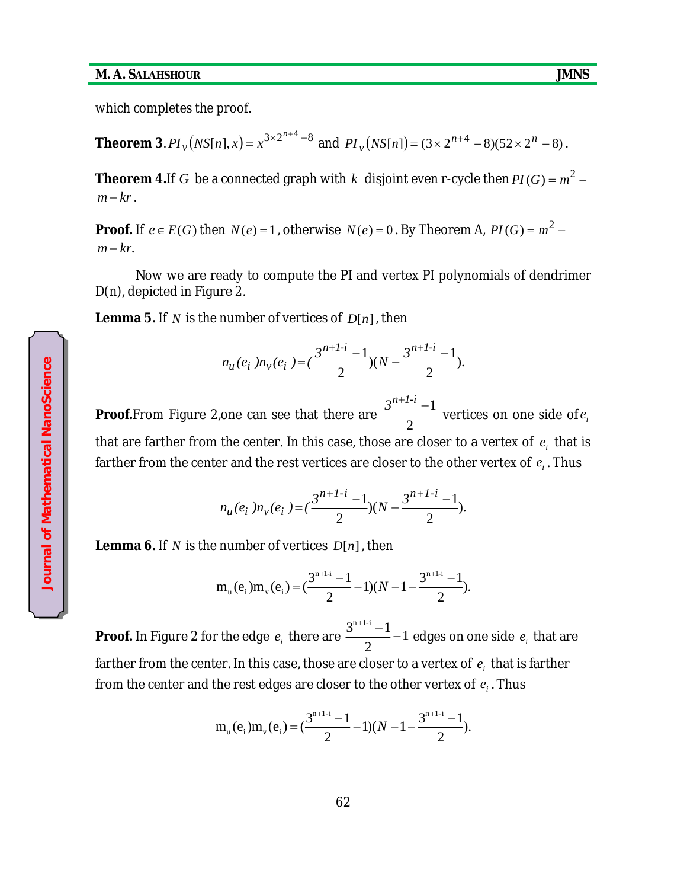which completes the proof.

**Theorem 3**. $PI_v(NS[n],x) = x^{3\times 2^{n+4}-8}$ and $PI_v(NS[n]) = (3\times 2^{n+4}-8)(52\times 2^n - 8)$.

**Theorem 4.** If $G$ be a connected graph with $k$ disjoint even r-cycle then $PI(G) = m^2 - m - kr$.

**Proof.** If $e \in E(G)$ then $N(e) = 1$, otherwise $N(e) = 0$. By Theorem A, $PI(G) = m^2 - m - kr$.

Now we are ready to compute the PI and vertex PI polynomials of dendrimer D(n), depicted in Figure 2.

**Lemma 5.** If $N$ is the number of vertices of $D[n]$, then

$$n_u(e_i)n_v(e_i) = \left(\frac{3^{n+1-i}-1}{2}\right)\left(N - \frac{3^{n+1-i}-1}{2}\right).$$

**Proof.** From Figure 2, one can see that there are $\frac{3^{n+1-i}-1}{2}$ vertices on one side of $e_i$ that are farther from the center. In this case, those are closer to a vertex of $e_i$ that is farther from the center and the rest vertices are closer to the other vertex of $e_i$. Thus

$$n_u(e_i)n_v(e_i) = \left(\frac{3^{n+1-i}-1}{2}\right)\left(N - \frac{3^{n+1-i}-1}{2}\right).$$

**Lemma 6.** If $N$ is the number of vertices $D[n]$, then

$$m_u(e_i)m_v(e_i) = \left(\frac{3^{n+1-i}-1}{2}-1\right)\left(N - 1 - \frac{3^{n+1-i}-1}{2}\right).$$

**Proof.** In Figure 2 for the edge $e_i$ there are $\frac{3^{n+1-i}-1}{2}-1$ edges on one side $e_i$ that are farther from the center. In this case, those are closer to a vertex of $e_i$ that is farther from the center and the rest edges are closer to the other vertex of $e_i$. Thus

$$m_u(e_i)m_v(e_i) = \left(\frac{3^{n+1-i}-1}{2}-1\right)\left(N - 1 - \frac{3^{n+1-i}-1}{2}\right).$$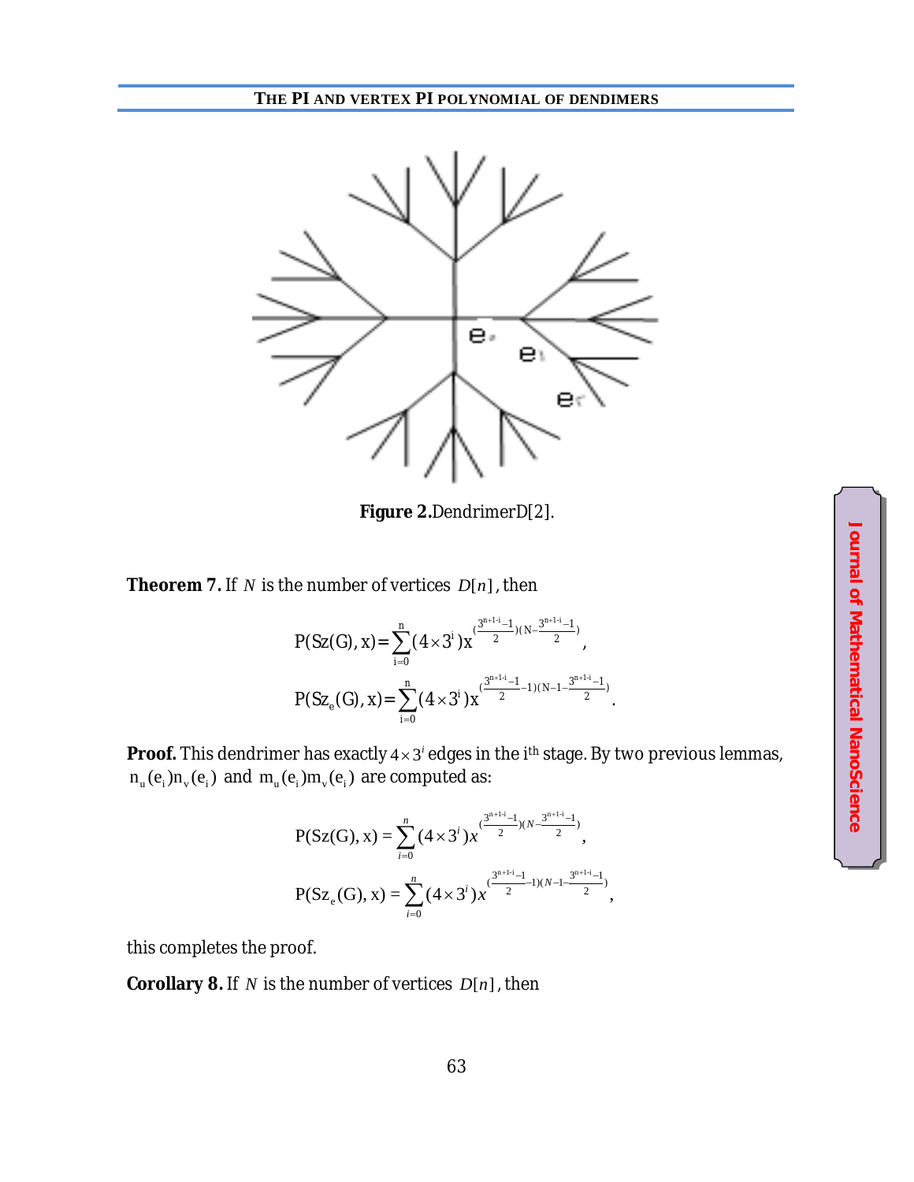**Figure 2.** Dendrimer D[2].

**Theorem 7.** If $N$ is the number of vertices $D[n]$, then

$$P(Sz(G),x) = \sum_{i=0}^{n} (4\times 3^i) x^{(\frac{3^{n+1-i}-1}{2})(N-\frac{3^{n+1-i}-1}{2})},$$

$$P(Sz_e(G),x) = \sum_{i=0}^{n} (4\times 3^i) x^{(\frac{3^{n+1-i}-1}{2}-1)(N-1-\frac{3^{n+1-i}-1}{2})}.$$

**Proof.** This dendrimer has exactly $4\times 3^i$ edges in the i[th] stage. By two previous lemmas, $n_u(e_i)n_v(e_i)$ and $m_u(e_i)m_v(e_i)$ are computed as:

$$P(Sz(G),x) = \sum_{i=0}^{n} (4\times 3^i) x^{(\frac{3^{n+1-i}-1}{2})(N-\frac{3^{n+1-i}-1}{2})},$$

$$P(Sz_e(G),x) = \sum_{i=0}^{n} (4\times 3^i) x^{(\frac{3^{n+1-i}-1}{2}-1)(N-1-\frac{3^{n+1-i}-1}{2})},$$

this completes the proof.

**Corollary 8.** If $N$ is the number of vertices $D[n]$, then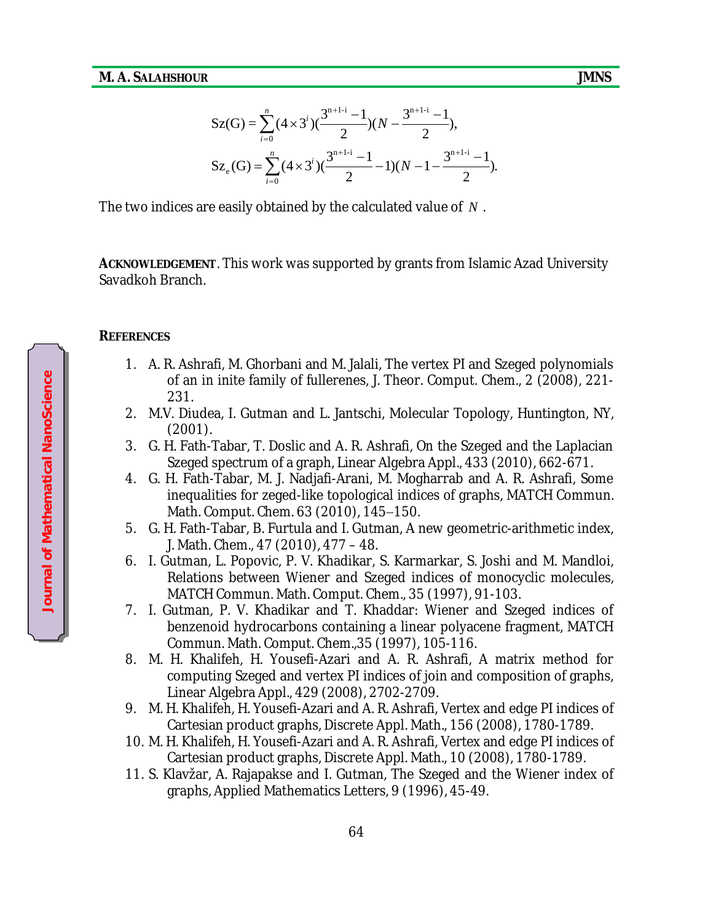$$\mathrm{Sz}(\mathrm{G})=\sum_{i=0}^{n}(4\times 3^{i})(\frac{3^{n+1-i}-1}{2})(N-\frac{3^{n+1-i}-1}{2}),$$

$$\mathrm{Sz}_{e}(\mathrm{G})=\sum_{i=0}^{n}(4\times 3^{i})(\frac{3^{n+1-i}-1}{2}-1)(N-1-\frac{3^{n+1-i}-1}{2}).$$

The two indices are easily obtained by the calculated value of $N$ .

**ACKNOWLEDGEMENT**. This work was supported by grants from Islamic Azad University Savadkoh Branch.

**REFERENCES**

1. A. R. Ashrafi, M. Ghorbani and M. Jalali, The vertex PI and Szeged polynomials of an in inite family of fullerenes, J. Theor. Comput. Chem., 2 (2008), 221-231.
2. M.V. Diudea, I. Gutman and L. Jantschi, Molecular Topology, Huntington, NY, (2001).
3. G. H. Fath-Tabar, T. Doslic and A. R. Ashrafi, On the Szeged and the Laplacian Szeged spectrum of a graph, Linear Algebra Appl., 433 (2010), 662-671.
4. G. H. Fath-Tabar, M. J. Nadjafi-Arani, M. Mogharrab and A. R. Ashrafi, Some inequalities for zeged-like topological indices of graphs, MATCH Commun. Math. Comput. Chem. 63 (2010), 145–150.
5. G. H. Fath-Tabar, B. Furtula and I. Gutman, A new geometric-arithmetic index, J. Math. Chem., 47 (2010), 477 – 48.
6. I. Gutman, L. Popovic, P. V. Khadikar, S. Karmarkar, S. Joshi and M. Mandloi, Relations between Wiener and Szeged indices of monocyclic molecules, MATCH Commun. Math. Comput. Chem., 35 (1997), 91-103.
7. I. Gutman, P. V. Khadikar and T. Khaddar: Wiener and Szeged indices of benzenoid hydrocarbons containing a linear polyacene fragment, MATCH Commun. Math. Comput. Chem.,35 (1997), 105-116.
8. M. H. Khalifeh, H. Yousefi-Azari and A. R. Ashrafi, A matrix method for computing Szeged and vertex PI indices of join and composition of graphs, Linear Algebra Appl., 429 (2008), 2702-2709.
9. M. H. Khalifeh, H. Yousefi-Azari and A. R. Ashrafi, Vertex and edge PI indices of Cartesian product graphs, Discrete Appl. Math., 156 (2008), 1780-1789.
10. M. H. Khalifeh, H. Yousefi-Azari and A. R. Ashrafi, Vertex and edge PI indices of Cartesian product graphs, Discrete Appl. Math., 10 (2008), 1780-1789.
11. S. Klavžar, A. Rajapakse and I. Gutman, The Szeged and the Wiener index of graphs, Applied Mathematics Letters, 9 (1996), 45-49.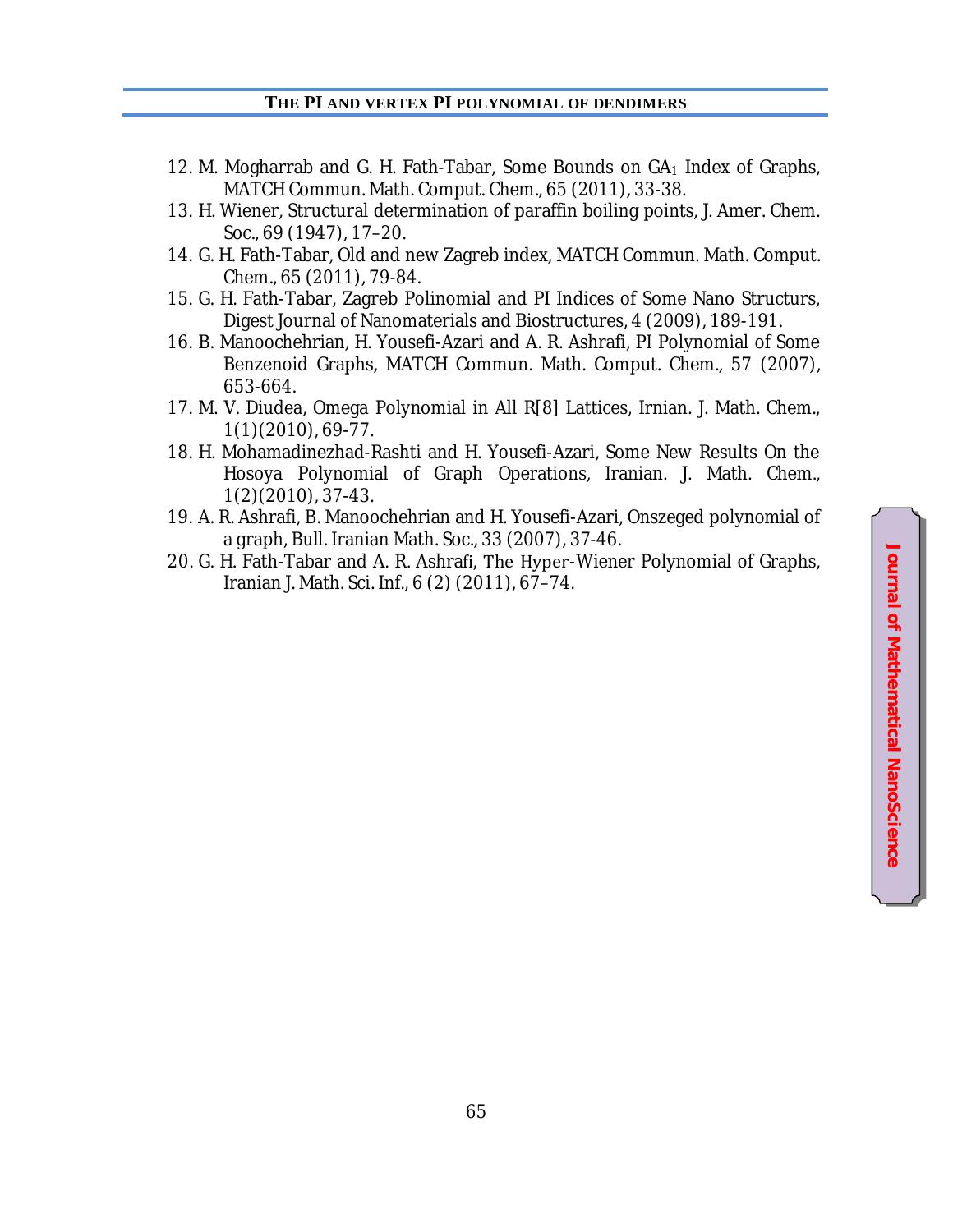12. M. Mogharrab and G. H. Fath-Tabar, Some Bounds on $GA_1$ Index of Graphs, MATCH Commun. Math. Comput. Chem., 65 (2011), 33-38.
13. H. Wiener, Structural determination of paraffin boiling points, J. Amer. Chem. Soc., 69 (1947), 17–20.
14. G. H. Fath-Tabar, Old and new Zagreb index, MATCH Commun. Math. Comput. Chem., 65 (2011), 79-84.
15. G. H. Fath-Tabar, Zagreb Polinomial and PI Indices of Some Nano Structurs, Digest Journal of Nanomaterials and Biostructures, 4 (2009), 189-191.
16. B. Manoochehrian, H. Yousefi-Azari and A. R. Ashrafi, PI Polynomial of Some Benzenoid Graphs, MATCH Commun. Math. Comput. Chem., 57 (2007), 653-664.
17. M. V. Diudea, Omega Polynomial in All R[8] Lattices, Irnian. J. Math. Chem., 1(1)(2010), 69-77.
18. H. Mohamadinezhad-Rashti and H. Yousefi-Azari, Some New Results On the Hosoya Polynomial of Graph Operations, Iranian. J. Math. Chem., 1(2)(2010), 37-43.
19. A. R. Ashrafi, B. Manoochehrian and H. Yousefi-Azari, Onszeged polynomial of a graph, Bull. Iranian Math. Soc., 33 (2007), 37-46.
20. G. H. Fath-Tabar and A. R. Ashrafi, The Hyper-Wiener Polynomial of Graphs, Iranian J. Math. Sci. Inf., 6 (2) (2011), 67–74.